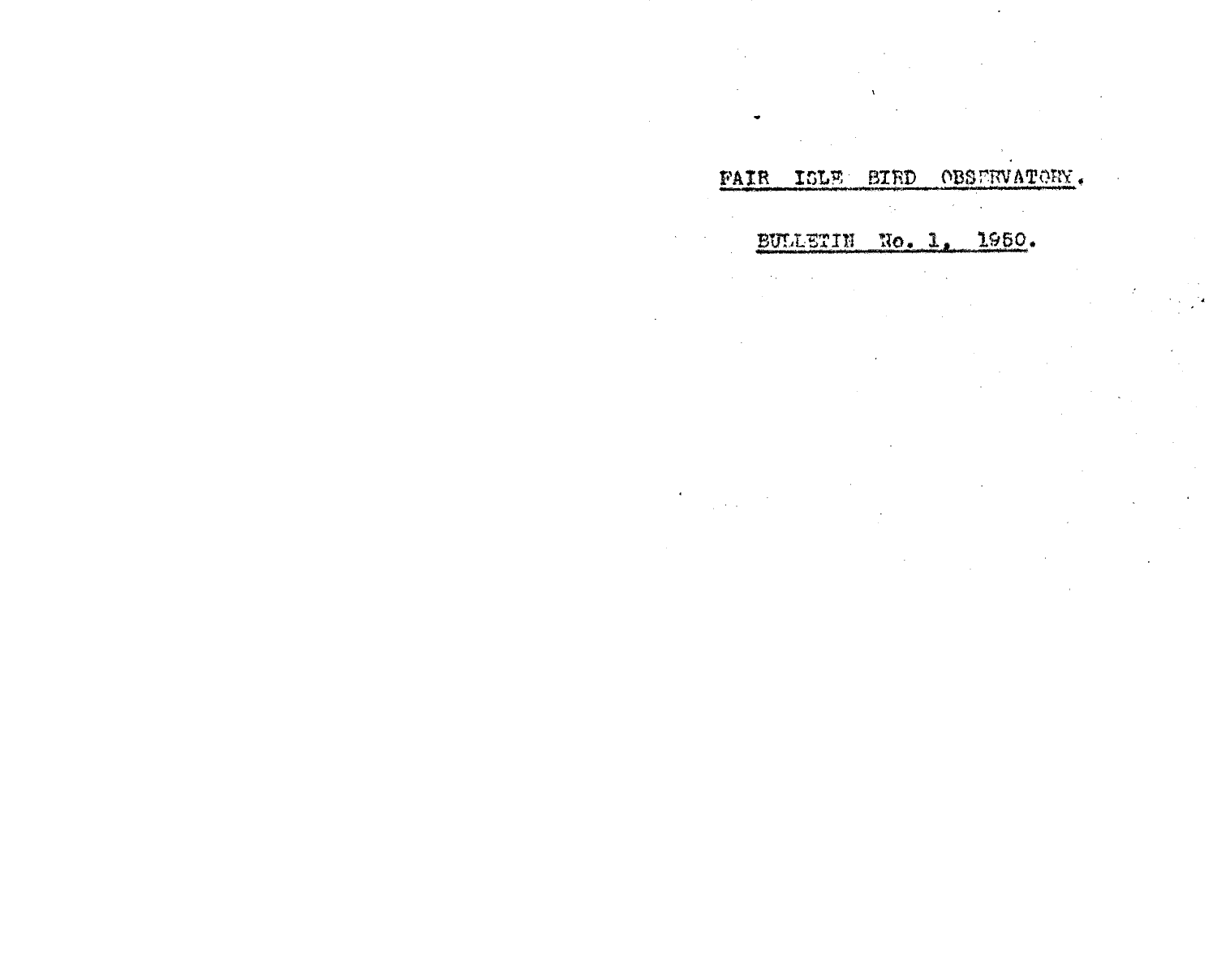# FAIR ISLE BIRD OBSERVATORY.

## BULLETIN No. 1, 1950.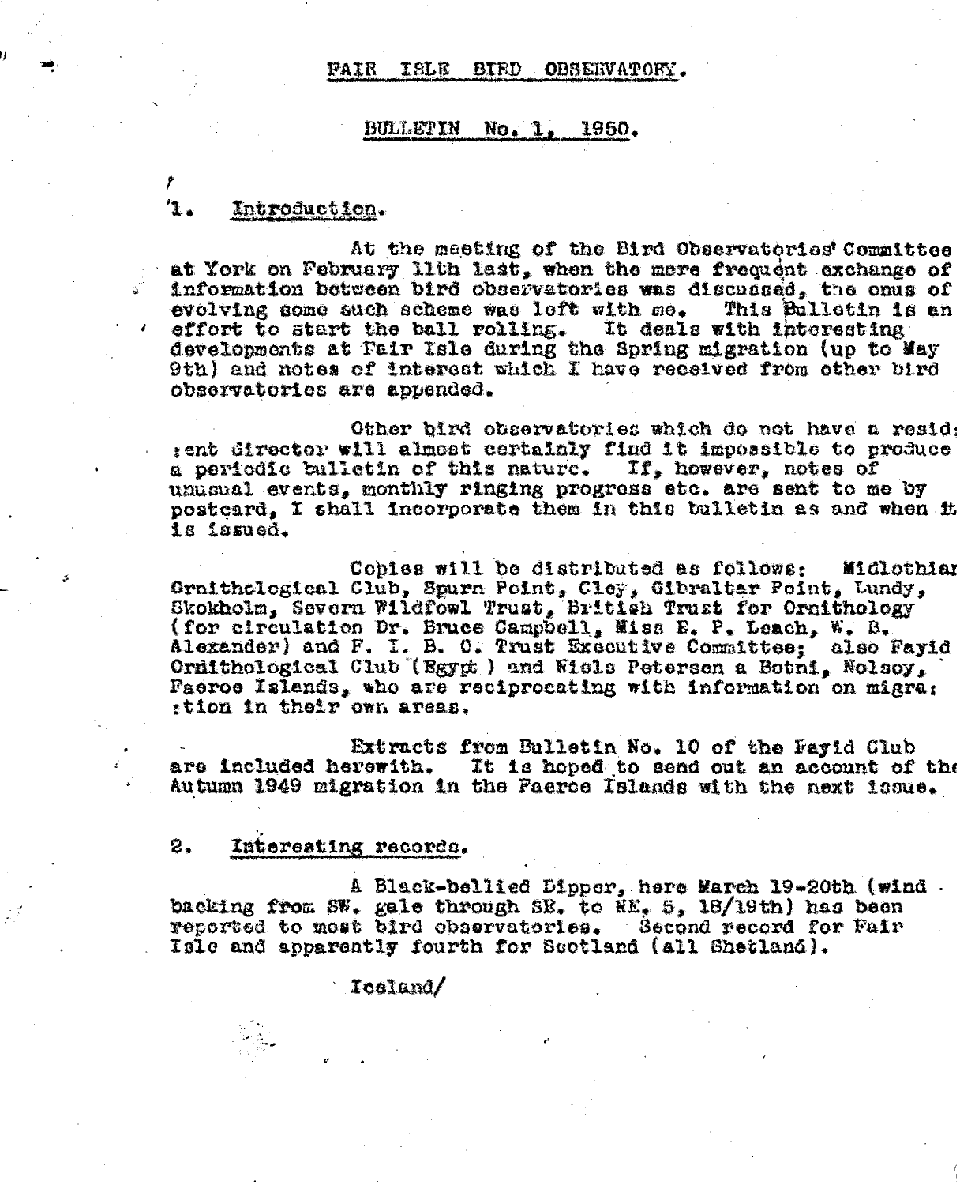# FAIR ISLE BIRD OBSERVATORY.

## BULLETIN No. 1, 1950.

### 1. Introduction.

At the meeting of the Bird Observatories' Committee at York on February 11th last, when the more frequent exchange of information between bird observatories was discussed, the onus of evolving some such scheme was left with me. This Bulletin is an effort to start the ball rolling. It deals with interesting developments at Fair Isle during the Spring migration (up to May 9th) and notes of interest which I have received from other bird observatories are appended.

Other bird observatories which do not have a resident director will almost certainly find it impossible to produce a periodic bulletin of this nature. If, however, notes of unusual events, monthly ringing progress etc. are sent to me by postcard, I shall incorporate them in this bulletin as and when it is issued.

Copies will be distributed as follows: Midlothian Ornithological Club, Spurn Point, Cley, Gibraltar Point, Lundy, Skokholm, Severn Wildfowl Trust, British Trust for Ornithology (for circulation Dr. Bruce Campbell, Miss E. P. Leach, W. B. Alexander) and F. I. B. O. Trust Executive Committee; also Fayid Ornithological Club (Egypt) and Niels Petersen a Botni, Nolsoy, Faeroe Islands, who are reciprocating with information on migration in their own areas.

Extracts from Bulletin No. 10 of the Fayid Club are included herewith. It is hoped to send out an account of the Autumn 1949 migration in the Faeroe Islands with the next issue.

### 2. Interesting records.

A Black-bellied Dipper, here March 19-20th (wind backing from SW. gale through SE. to NE. 5, 18/19th) has been reported to most bird observatories. Second record for Fair Isle and apparently fourth for Scotland (all Shetland).

Iceland/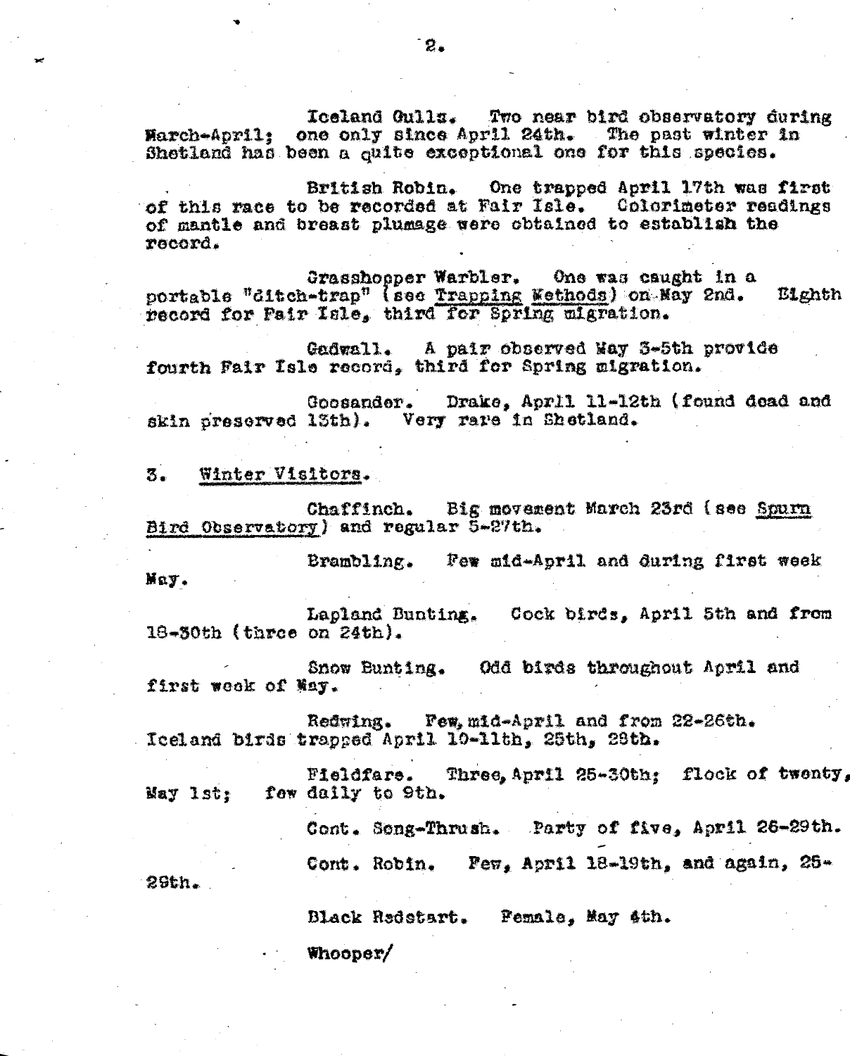Iceland Gulls. Two near bird observatory during March-April; one only since April 24th. The past winter in Shetland has been a quite exceptional one for this species.

British Robin. One trapped April 17th was first of this race to be recorded at Fair Isle. Colorimeter readings of mantle and breast plumage were obtained to establish the record.

Grasshopper Warbler. One was caught in a portable "ditch-trap" (see Trapping Methods) on May 2nd. Eighth record for Fair Isle, third for Spring migration.

Gadwall. A pair observed May 3-5th provide fourth Fair Isle record, third for Spring migration.

Goosander. Drake, April 11-12th (found dead and skin preserved 13th). Very rare in Shetland.

## 3. Winter Visitors.

Chaffinch. Big movement March 23rd (see Spurn Bird Observatory) and regular 5-27th.

Brambling. Few mid-April and during first week May.

Lapland Bunting. Cock birds, April 5th and from 18-30th (three on 24th).

Snow Bunting. Odd birds throughout April and first week of May.

Redwing. Few, mid-April and from 22-26th. Iceland birds trapped April 10-11th, 25th, 28th.

Fieldfare. Three, April 25-30th; flock of twenty, May 1st; few daily to 9th.

Cont. Song-Thrush. Party of five, April 26-29th.

Cont. Robin. Few, April 18-19th, and again, 25-29th.

Black Redstart. Female, May 4th.

Whooper/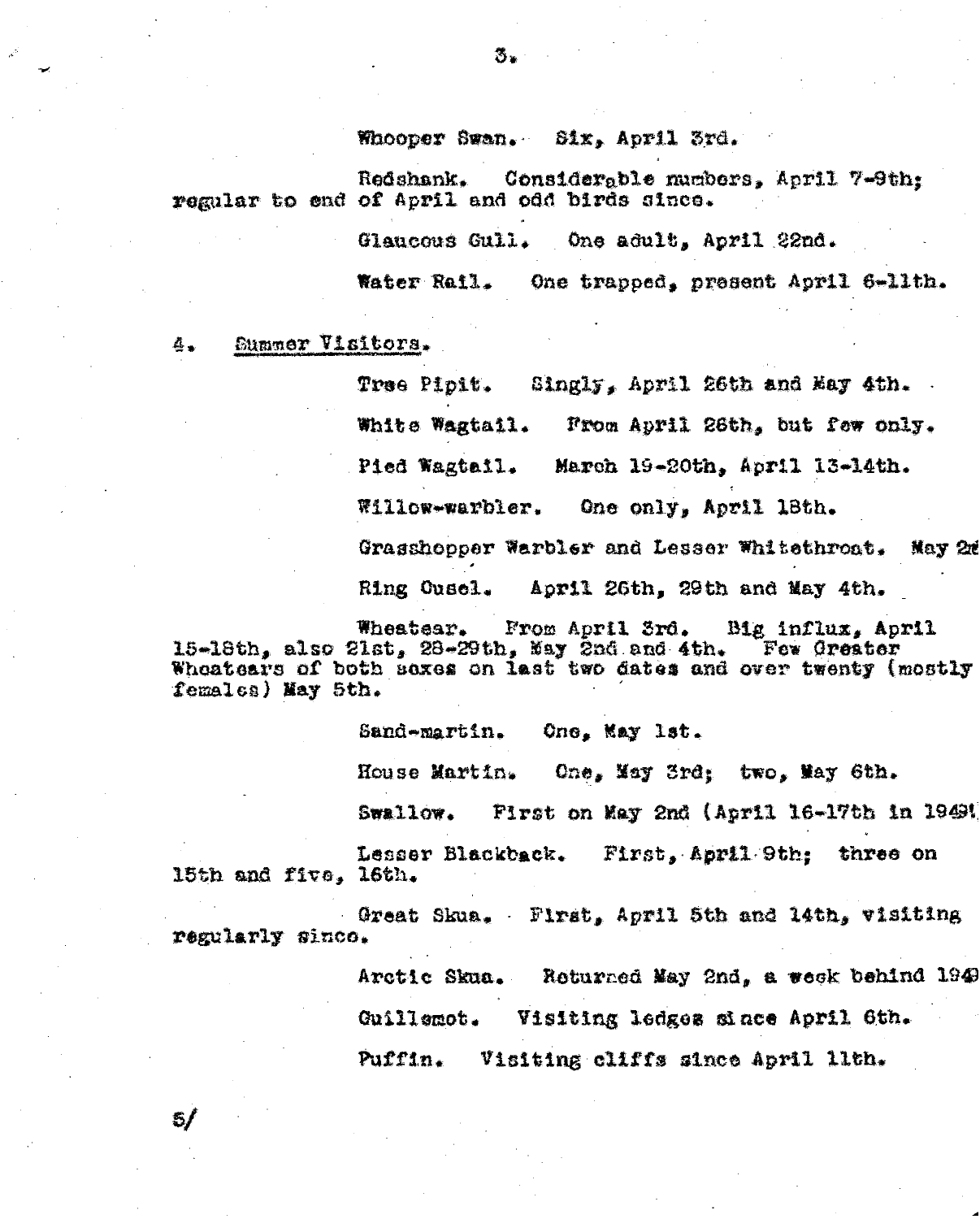Whooper Swan. Six, April 3rd.

Redshank. Considerable numbers, April 7-9th; regular to end of April and odd birds since.

Glaucous Gull. One adult, April 22nd.

Water Rail. One trapped, present April 6-11th.

## 4. Summer Visitors.

Tree Pipit. Singly, April 26th and May 4th.

White Wagtail. From April 26th, but few only.

Pied Wagtail. March 19-20th, April 13-14th.

Willow-warbler. One only, April 18th.

Grasshopper Warbler and Lesser Whitethroat. May 2nd

Ring Ousel. April 26th, 29th and May 4th.

Wheatear. From April 3rd. Big influx, April 15-18th, also 21st, 28-29th, May 2nd and 4th. Few Greater Wheatears of both sexes on last two dates and over twenty (mostly females) May 5th.

Sand-martin. One, May 1st.

House Martin. One, May 3rd; two, May 6th.

Swallow. First on May 2nd (April 16-17th in 1949).

Lesser Blackback. First, April 9th; three on 15th and five, 16th.

Great Skua. First, April 5th and 14th, visiting regularly since.

Arctic Skua. Returned May 2nd, a week behind 1949

Guillemot. Visiting ledges since April 6th.

Puffin. Visiting cliffs since April 11th.

5/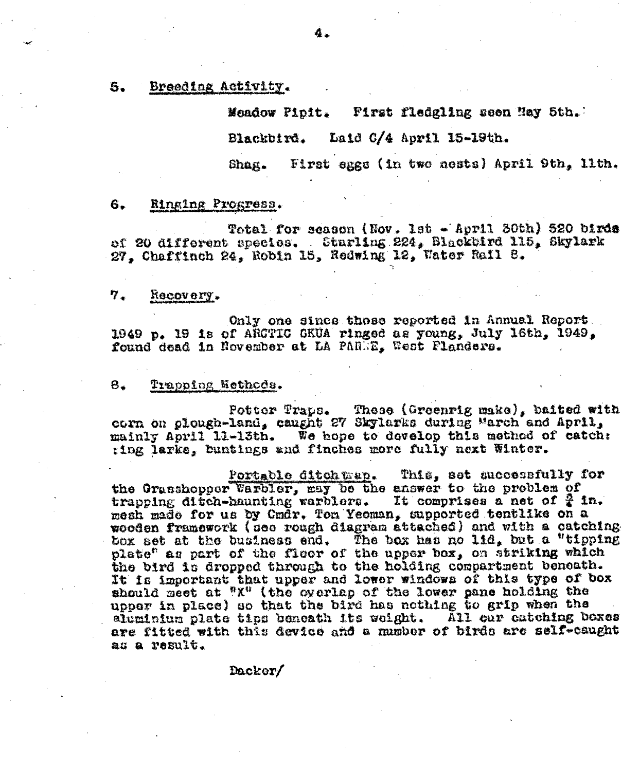5. Breeding Activity.

Meadow Pipit. First fledgling seen May 5th.

Blackbird. Laid C/4 April 15-19th.

Shag. First eggs (in two nests) April 9th, 11th.

6. Ringing Progress.

Total for season (Nov. 1st - April 30th) 520 birds of 20 different species. Starling 224, Blackbird 115, Skylark 27, Chaffinch 24, Robin 15, Redwing 12, Water Rail 8.

7. Recovery.

Only one since those reported in Annual Report 1949 p. 19 is of ARCTIC SKUA ringed as young, July 16th, 1949, found dead in November at LA PANNE, West Flanders.

8. Trapping Methods.

Potter Traps. These (Greenrig make), baited with corn on plough-land, caught 27 Skylarks during March and April, mainly April 11-13th. We hope to develop this method of catch: :ing larks, buntings and finches more fully next Winter.

Portable ditch trap. This, set successfully for the Grasshopper Warbler, may be the answer to the problem of trapping ditch-haunting warblers. It comprises a net of ¾ in. mesh made for us by Cmdr. Tom Yeoman, supported tentlike on a wooden framework (see rough diagram attached) and with a catching box set at the business end. The box has no lid, but a "tipping plate" as part of the floor of the upper box, on striking which the bird is dropped through to the holding compartment beneath. It is important that upper and lower windows of this type of box should meet at "X" (the overlap of the lower pane holding the upper in place) so that the bird has nothing to grip when the aluminium plate tips beneath its weight. All our catching boxes are fitted with this device and a number of birds are self-caught as a result.

Dacker/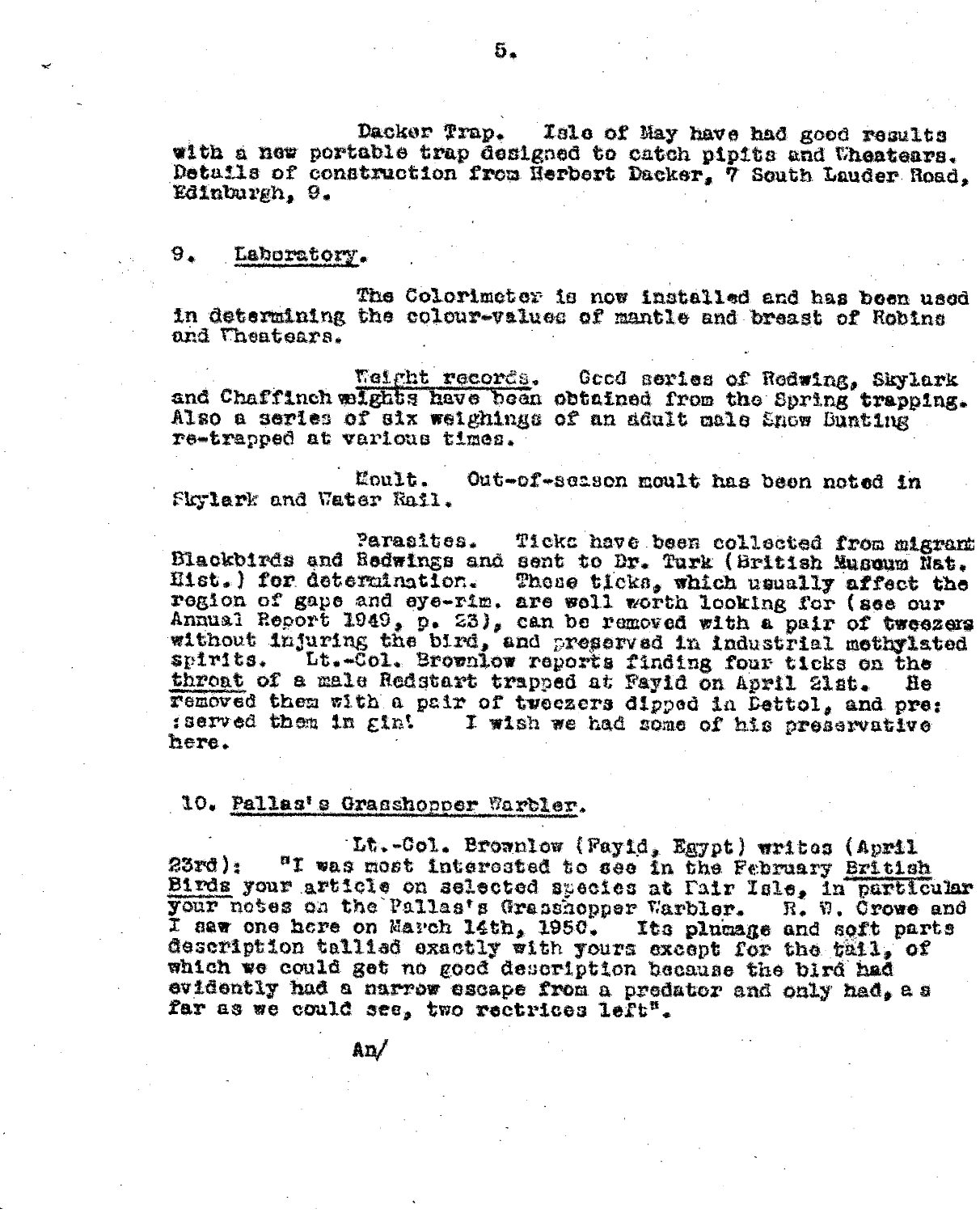Dacker Trap. Isle of May have had good results with a new portable trap designed to catch pipits and Wheatears. Details of construction from Herbert Dacker, 7 South Lauder Road, Edinburgh, 9.

## 9. Laboratory.

The Colorimeter is now installed and has been used in determining the colour-values of mantle and breast of Robins and Wheatears.

Weight records. Good series of Redwing, Skylark and Chaffinch weights have been obtained from the Spring trapping. Also a series of six weighings of an adult male Snow Bunting re-trapped at various times.

Moult. Out-of-season moult has been noted in Skylark and Water Rail.

Parasites. Ticks have been collected from migrant Blackbirds and Redwings and sent to Dr. Turk (British Museum Nat. Hist.) for determination. These ticks, which usually affect the region of gape and eye-rim. are well worth looking for (see our Annual Report 1949, p. 23), can be removed with a pair of tweezers without injuring the bird, and preserved in industrial methylated spirits. Lt.-Col. Brownlow reports finding four ticks on the throat of a male Redstart trapped at Fayid on April 21st. He removed them with a pair of tweezers dipped in Dettol, and pre:served them in gin! I wish we had some of his preservative here.

## 10. Pallas's Grasshopper Warbler.

Lt.-Col. Brownlow (Fayid, Egypt) writes (April 23rd): "I was most interested to see in the February British Birds your article on selected species at Fair Isle, in particular your notes on the Pallas's Grasshopper Warbler. R. W. Crowe and I saw one here on March 14th, 1950. Its plumage and soft parts description tallied exactly with yours except for the tail, of which we could get no good description because the bird had evidently had a narrow escape from a predator and only had, as far as we could see, two rectrices left".

An/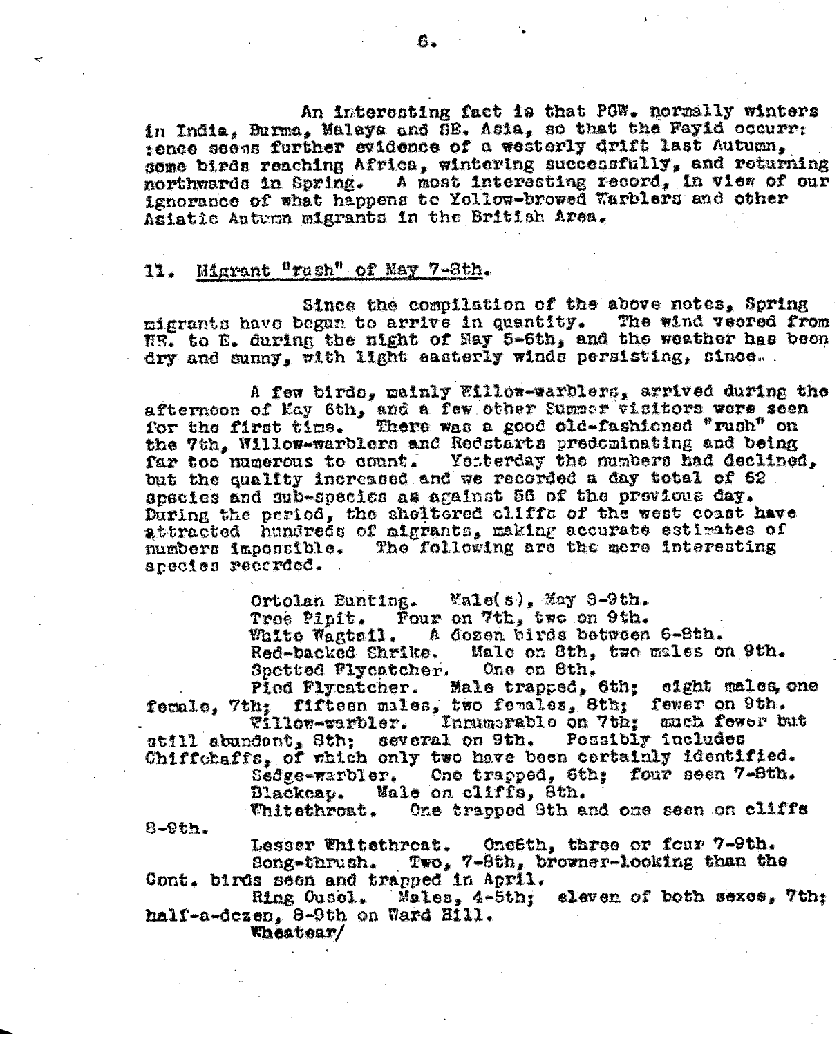An interesting fact is that PGW. normally winters in India, Burma, Malaya and SE. Asia, so that the Fayid occurrence seems further evidence of a westerly drift last Autumn, some birds reaching Africa, wintering successfully, and returning northwards in Spring. A most interesting record, in view of our ignorance of what happens to Yellow-browed Warblers and other Asiatic Autumn migrants in the British Area.

## 11. Migrant "rush" of May 7-8th.

Since the compilation of the above notes, Spring migrants have begun to arrive in quantity. The wind veered from NE. to E. during the night of May 5-6th, and the weather has been dry and sunny, with light easterly winds persisting, since.

A few birds, mainly Willow-warblers, arrived during the afternoon of May 6th, and a few other Summer visitors were seen for the first time. There was a good old-fashioned "rush" on the 7th, Willow-warblers and Redstarts predominating and being far too numerous to count. Yesterday the numbers had declined, but the quality increased and we recorded a day total of 62 species and sub-species as against 56 of the previous day. During the period, the sheltered cliffs of the west coast have attracted hundreds of migrants, making accurate estimates of numbers impossible. The following are the more interesting species recorded.

Ortolan Bunting. Male(s), May 8-9th.
Tree Pipit. Four on 7th, two on 9th.
White Wagtail. A dozen birds between 6-8th.
Red-backed Shrike. Male on 8th, two males on 9th.
Spotted Flycatcher. One on 8th.
Pied Flycatcher. Male trapped, 6th; eight males, one female, 7th; fifteen males, two females, 8th; fewer on 9th.
Willow-warbler. Innumerable on 7th; much fewer but still abundant, 8th; several on 9th. Possibly includes Chiffchaffs, of which only two have been certainly identified.
Sedge-warbler. One trapped, 6th; four seen 7-8th.
Blackcap. Male on cliffs, 8th.
Whitethroat. One trapped 8th and one seen on cliffs 8-9th.
Lesser Whitethroat. One 6th, three or four 7-9th.
Song-thrush. Two, 7-8th, browner-looking than the Cont. birds seen and trapped in April.
Ring Ousel. Males, 4-5th; eleven of both sexes, 7th; half-a-dozen, 8-9th on Ward Hill.
Wheatear/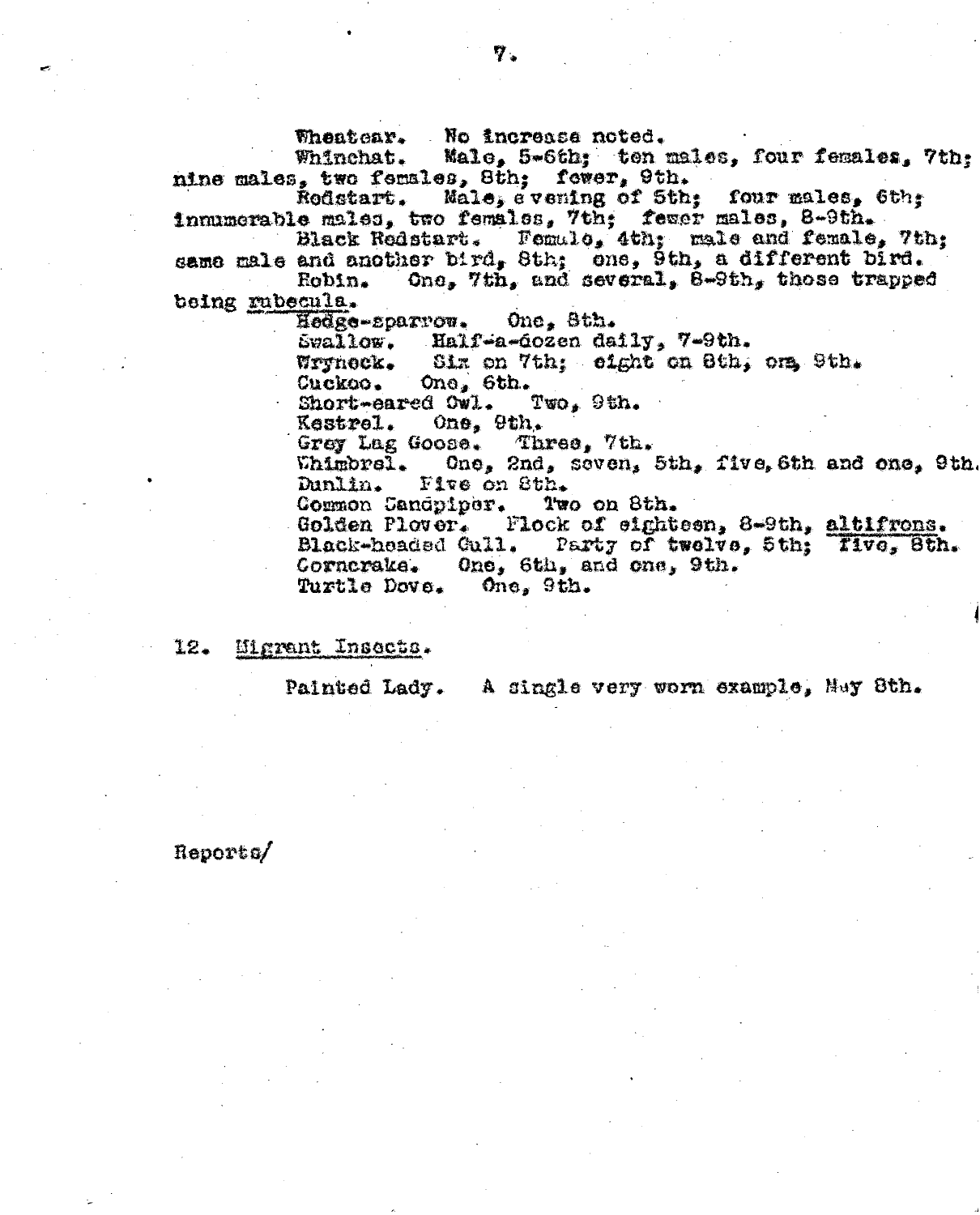Wheatear. No increase noted.

Whinchat. Male, 5-6th; ten males, four females, 7th; nine males, two females, 8th; fewer, 9th.

Redstart. Male, evening of 5th; four males, 6th; innumerable males, two females, 7th; fewer males, 8-9th.

Black Redstart. Female, 4th; male and female, 7th; same male and another bird, 8th; one, 9th, a different bird.

Robin. One, 7th, and several, 8-9th, those trapped being <u>rubecula</u>.

Hedge-sparrow. One, 8th.

Swallow. Half-a-dozen daily, 7-9th.

Wryneck. Six on 7th; eight on 8th, one, 9th.

Cuckoo. One, 6th.

Short-eared Owl. Two, 9th.

Kestrel. One, 9th.

Grey Lag Goose. Three, 7th.

Whimbrel. One, 2nd, seven, 5th, five, 6th and one, 9th.

Dunlin. Five on 8th.

Common Sandpiper. Two on 8th.

Golden Plover. Flock of eighteen, 8-9th, <u>altifrons</u>.

Black-headed Gull. Party of twelve, 5th; five, 8th.

Corncrake. One, 6th, and one, 9th.

Turtle Dove. One, 9th.

12. <u>Migrant Insects.</u>

Painted Lady. A single very worn example, May 8th.

Reports/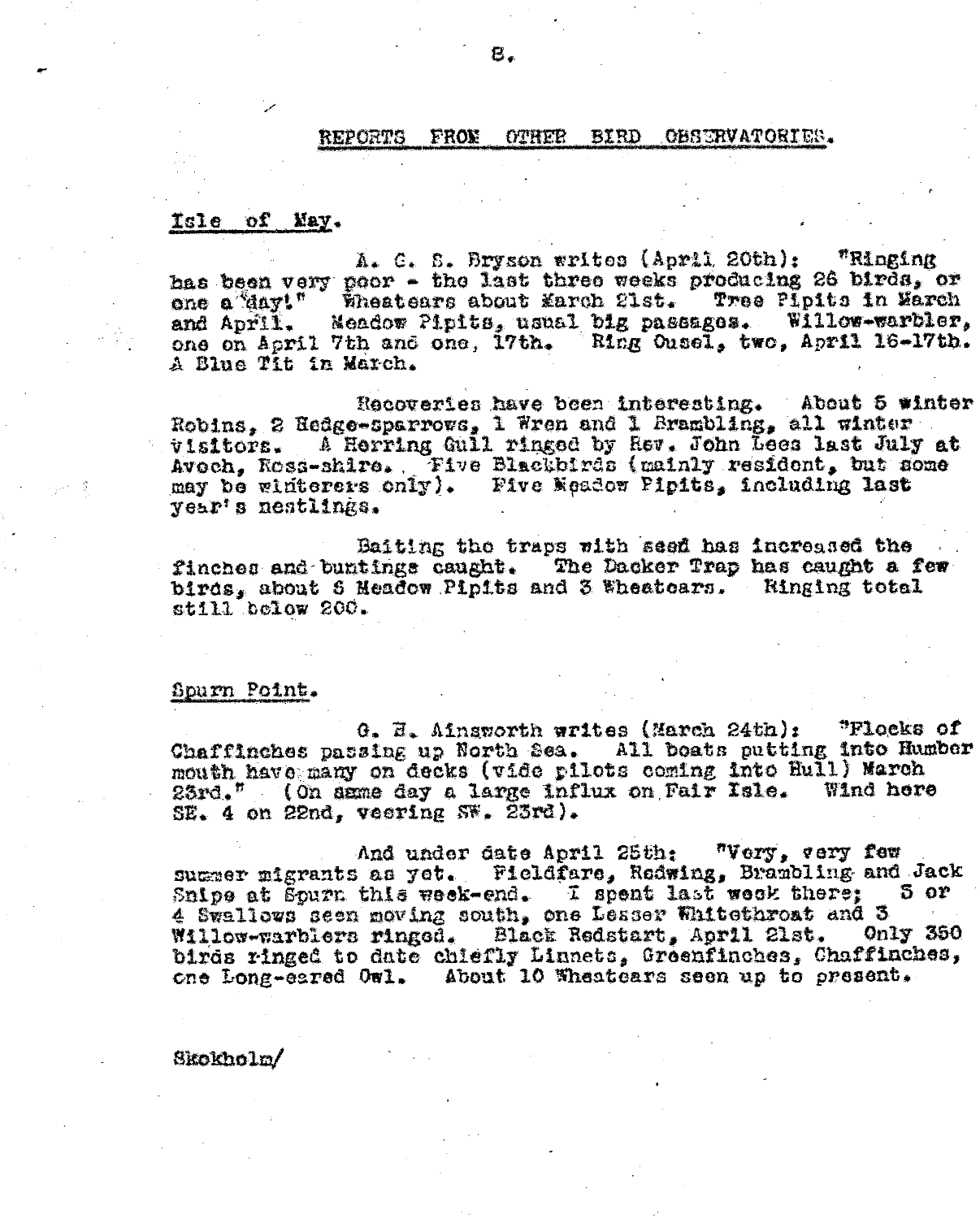## REPORTS FROM OTHER BIRD OBSERVATORIES.

### Isle of May.

A. G. S. Bryson writes (April 20th): "Ringing has been very poor - the last three weeks producing 26 birds, or one a day!" Wheatears about March 21st. Tree Pipits in March and April. Meadow Pipits, usual big passages. Willow-warbler, one on April 7th and one, 17th. Ring Ousel, two, April 16-17th. A Blue Tit in March.

Recoveries have been interesting. About 5 winter Robins, 2 Hedge-sparrows, 1 Wren and 1 Brambling, all winter visitors. A Herring Gull ringed by Rev. John Lees last July at Avoch, Ross-shire. Five Blackbirds (mainly resident, but some may be winterers only). Five Meadow Pipits, including last year's nestlings.

Baiting the traps with seed has increased the finches and buntings caught. The Dacker Trap has caught a few birds, about 5 Meadow Pipits and 3 Wheatears. Ringing total still below 200.

### Spurn Point.

G. H. Ainsworth writes (March 24th): "Flocks of Chaffinches passing up North Sea. All boats putting into Humber mouth have many on decks (vide pilots coming into Hull) March 23rd." (On same day a large influx on Fair Isle. Wind here SE. 4 on 22nd, veering SW. 23rd).

And under date April 25th: "Very, very few summer migrants as yet. Fieldfare, Redwing, Brambling and Jack Snipe at Spurn this week-end. I spent last week there; 3 or 4 Swallows seen moving south, one Lesser Whitethroat and 3 Willow-warblers ringed. Black Redstart, April 21st. Only 350 birds ringed to date chiefly Linnets, Greenfinches, Chaffinches, one Long-eared Owl. About 10 Wheatears seen up to present.

Skokholm/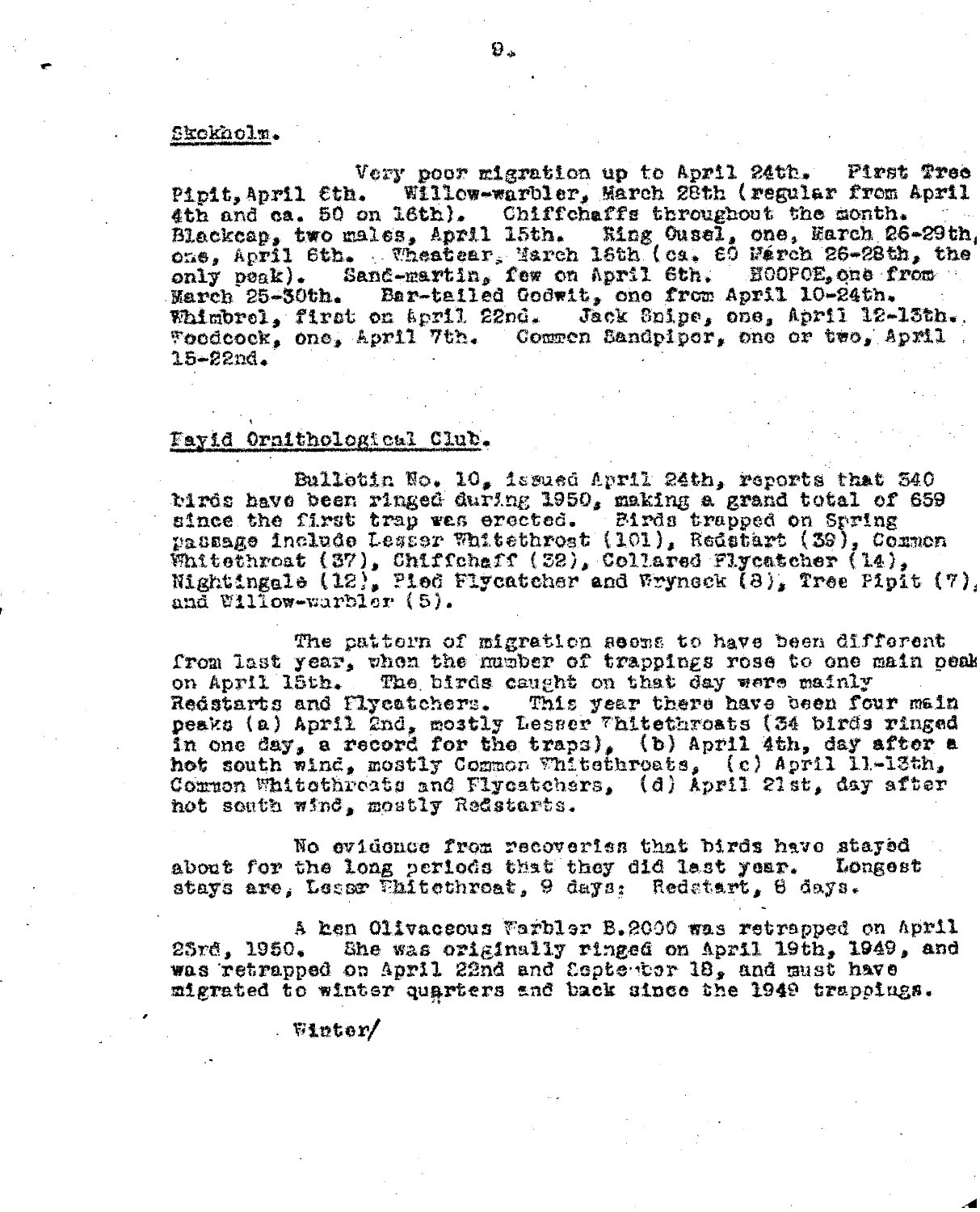## Skokholm.

Very poor migration up to April 24th. First Tree Pipit, April 6th. Willow-warbler, March 28th (regular from April 4th and ca. 50 on 16th). Chiffchaffs throughout the month. Blackcap, two males, April 15th. Ring Ousel, one, March 26-29th, one, April 6th. Wheatear, March 18th (ca. 60 March 26-28th, the only peak). Sand-martin, few on April 6th. HOOPOE, one from March 25-30th. Bar-tailed Godwit, one from April 10-24th. Whimbrel, first on April 22nd. Jack Snipe, one, April 12-13th. Woodcock, one, April 7th. Common Sandpiper, one or two, April 15-22nd.

## Fayid Ornithological Club.

Bulletin No. 10, issued April 24th, reports that 340 birds have been ringed during 1950, making a grand total of 659 since the first trap was erected. Birds trapped on Spring passage include Lesser Whitethroat (101), Redstart (39), Common Whitethroat (37), Chiffchaff (32), Collared Flycatcher (14), Nightingale (12), Pied Flycatcher and Wryneck (8), Tree Pipit (7), and Willow-warbler (5).

The pattern of migration seems to have been different from last year, when the number of trappings rose to one main peak on April 15th. The birds caught on that day were mainly Redstarts and Flycatchers. This year there have been four main peaks (a) April 2nd, mostly Lesser Whitethroats (34 birds ringed in one day, a record for the traps), (b) April 4th, day after a hot south wind, mostly Common Whitethroats, (c) April 11-13th, Common Whitethroats and Flycatchers, (d) April 21st, day after hot south wind, mostly Redstarts.

No evidence from recoveries that birds have stayed about for the long periods that they did last year. Longest stays are, Lesser Whitethroat, 9 days; Redstart, 8 days.

A hen Olivaceous Warbler B.2000 was retrapped on April 23rd, 1950. She was originally ringed on April 19th, 1949, and was retrapped on April 22nd and September 18, and must have migrated to winter quarters and back since the 1949 trappings.

Winter/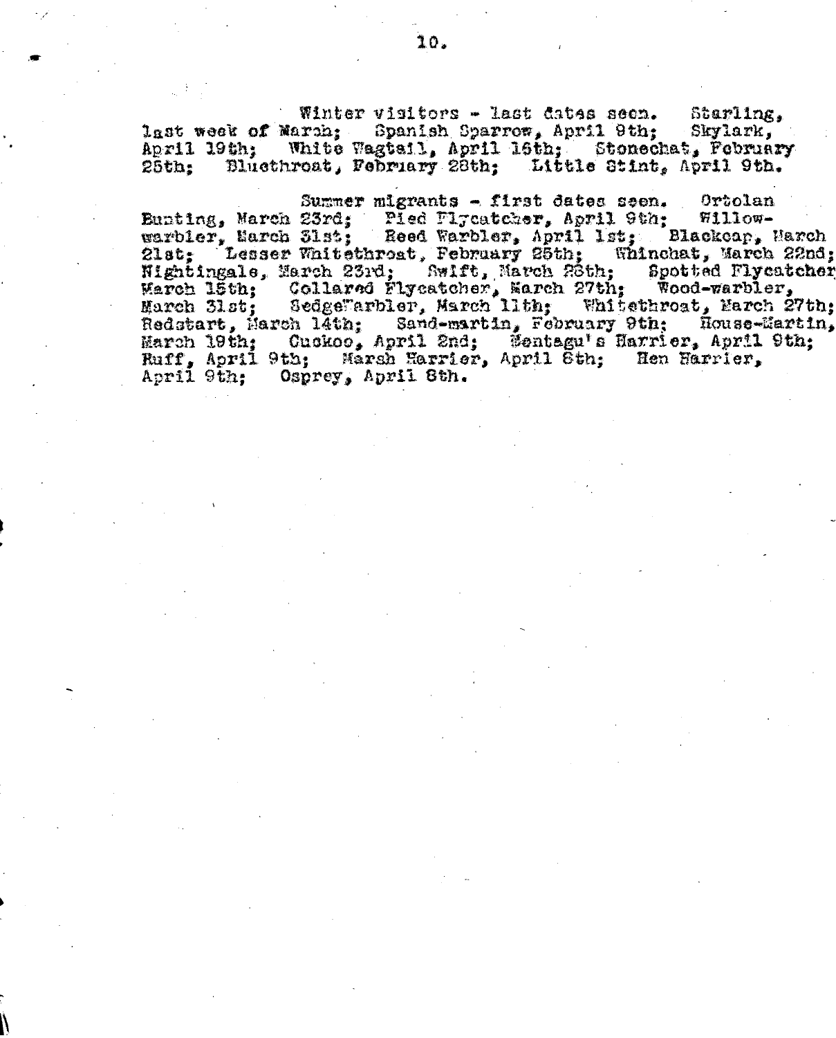Winter visitors - last dates seen. Starling, last week of March; Spanish Sparrow, April 9th; Skylark, April 19th; White Wagtail, April 16th; Stonechat, February 25th; Bluethroat, February 28th; Little Stint, April 9th.

Summer migrants - first dates seen. Ortolan Bunting, March 23rd; Pied Flycatcher, April 9th; Willow-warbler, March 31st; Reed Warbler, April 1st; Blackcap, March 21st; Lesser Whitethroat, February 25th; Whinchat, March 22nd; Nightingale, March 23rd; Swift, March 28th; Spotted Flycatcher March 15th; Collared Flycatcher, March 27th; Wood-warbler, March 31st; Sedge Warbler, March 11th; Whitethroat, March 27th; Redstart, March 14th; Sand-martin, February 9th; House-Martin, March 19th; Cuckoo, April 2nd; Montagu's Harrier, April 9th; Ruff, April 9th; Marsh Harrier, April 8th; Hen Harrier, April 9th; Osprey, April 8th.